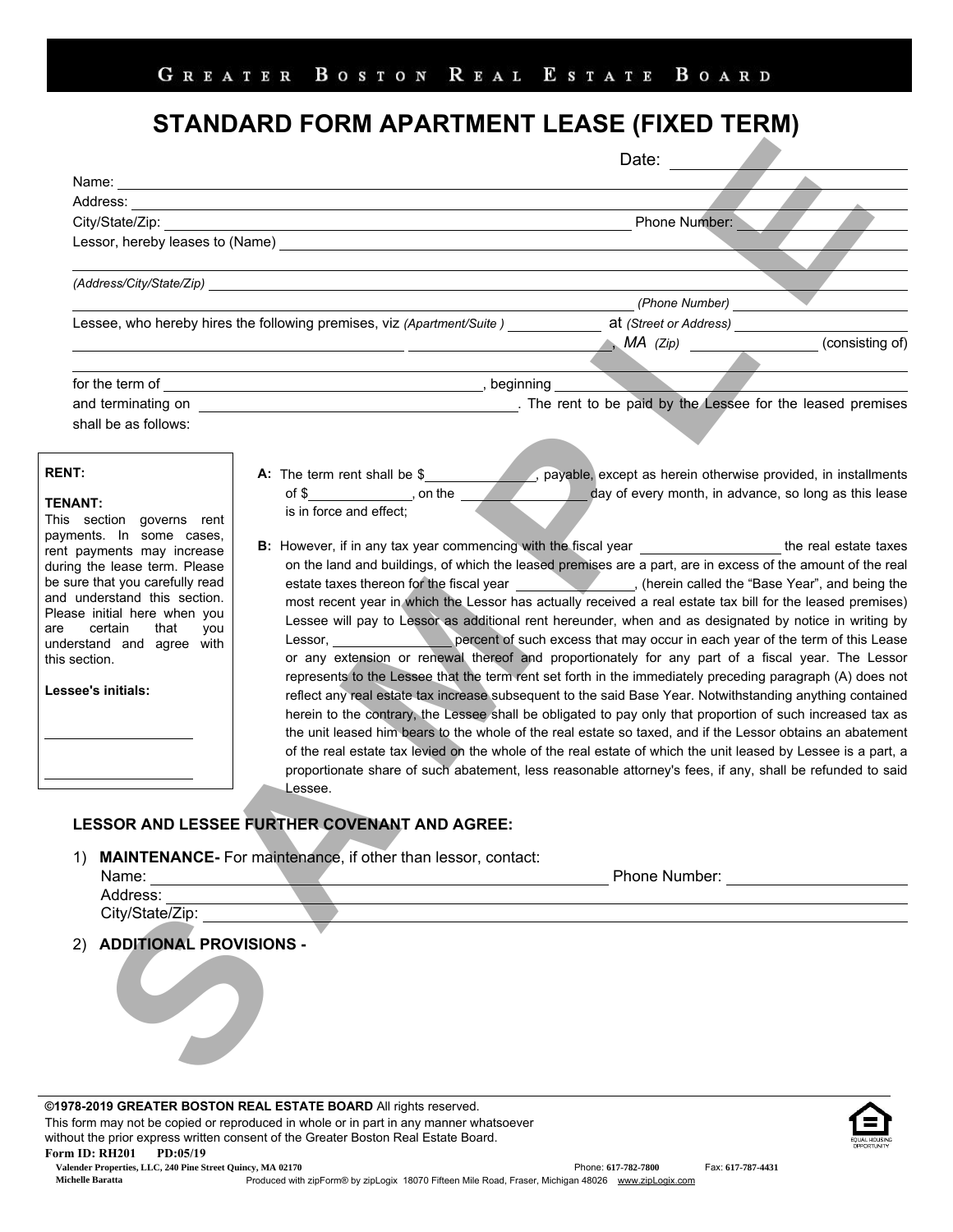GREATER BOSTON REAL ESTATE BOARD

# STANDARD FORM APARTMENT LEASE (FIXED TERM)

Date: ______________________

Name: ______________________
Address: ______________________
City/State/Zip: ______________________ Phone Number: ______________________
Lessor, hereby leases to (Name) ______________________

______________________

*(Address/City/State/Zip)* ______________________

*(Phone Number)* ______________________

Lessee, who hereby hires the following premises, viz *(Apartment/Suite )* __________ at *(Street or Address)* ______________________

______________________ ______________________, *MA (Zip)* __________ (consisting of)

______________________

for the term of ______________________, beginning ______________________

and terminating on ______________________. The rent to be paid by the Lessee for the leased premises shall be as follows:

**RENT:**

**TENANT:**
This section governs rent payments. In some cases, rent payments may increase during the lease term. Please be sure that you carefully read and understand this section. Please initial here when you are certain that you understand and agree with this section.

**Lessee's initials:**

______________________

______________________

**A:** The term rent shall be $__________, payable, except as herein otherwise provided, in installments of $__________, on the __________ day of every month, in advance, so long as this lease is in force and effect;

**B:** However, if in any tax year commencing with the fiscal year __________ the real estate taxes on the land and buildings, of which the leased premises are a part, are in excess of the amount of the real estate taxes thereon for the fiscal year __________, (herein called the "Base Year", and being the most recent year in which the Lessor has actually received a real estate tax bill for the leased premises) Lessee will pay to Lessor as additional rent hereunder, when and as designated by notice in writing by Lessor, __________ percent of such excess that may occur in each year of the term of this Lease or any extension or renewal thereof and proportionately for any part of a fiscal year. The Lessor represents to the Lessee that the term rent set forth in the immediately preceding paragraph (A) does not reflect any real estate tax increase subsequent to the said Base Year. Notwithstanding anything contained herein to the contrary, the Lessee shall be obligated to pay only that proportion of such increased tax as the unit leased him bears to the whole of the real estate so taxed, and if the Lessor obtains an abatement of the real estate tax levied on the whole of the real estate of which the unit leased by Lessee is a part, a proportionate share of such abatement, less reasonable attorney's fees, if any, shall be refunded to said Lessee.

## LESSOR AND LESSEE FURTHER COVENANT AND AGREE:

1) **MAINTENANCE-** For maintenance, if other than lessor, contact:
Name: ______________________ Phone Number: ______________________
Address: ______________________
City/State/Zip: ______________________

2) **ADDITIONAL PROVISIONS -**

©1978-2019 **GREATER BOSTON REAL ESTATE BOARD** All rights reserved.
This form may not be copied or reproduced in whole or in part in any manner whatsoever without the prior express written consent of the Greater Boston Real Estate Board.
**Form ID: RH201 PD:05/19**
Valender Properties, LLC, 240 Pine Street Quincy, MA 02170 Phone: 617-782-7800 Fax: 617-787-4431
Michelle Baratta Produced with zipForm® by zipLogix 18070 Fifteen Mile Road, Fraser, Michigan 48026 www.zipLogix.com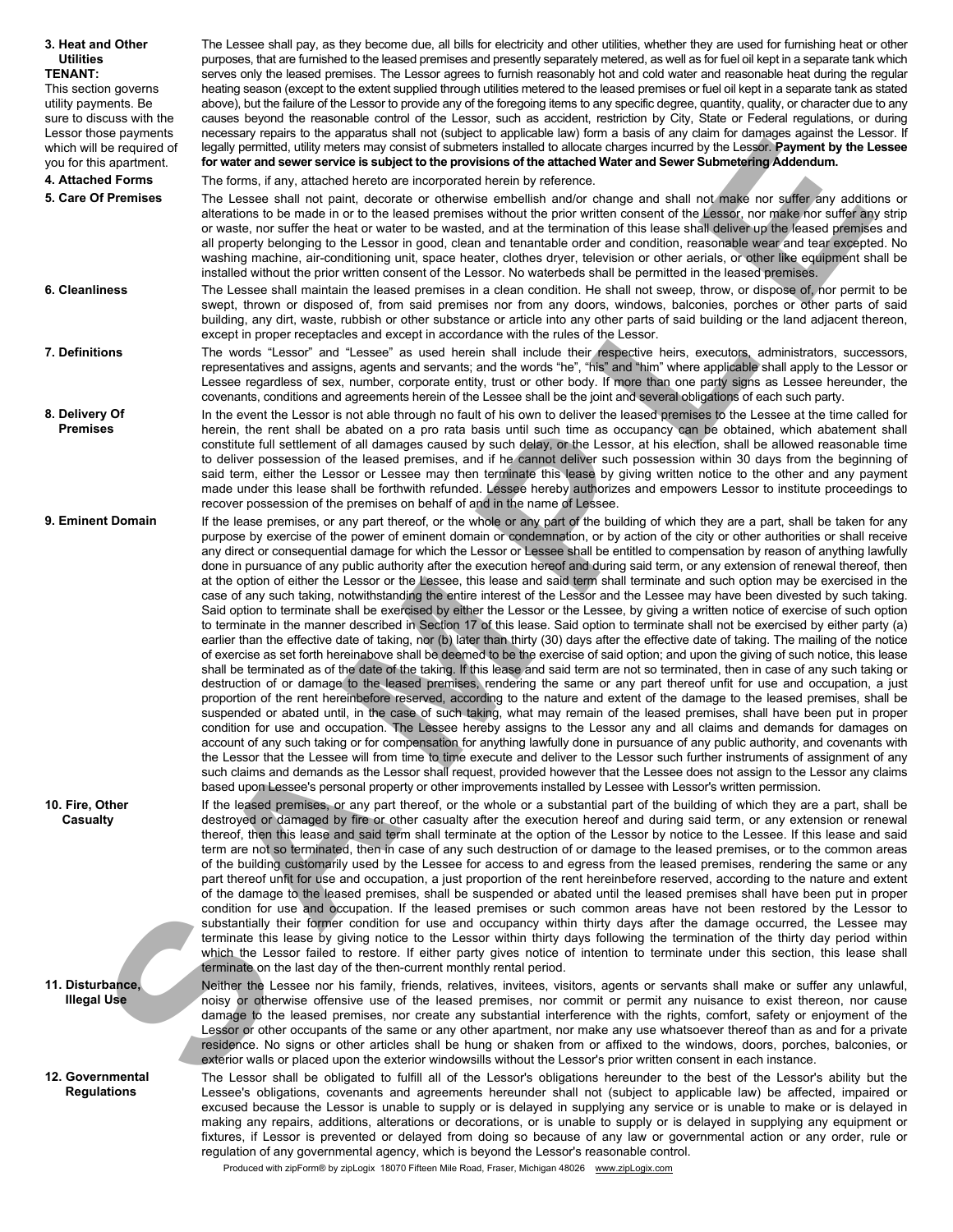**3. Heat and Other Utilities**

**TENANT:** This section governs utility payments. Be sure to discuss with the Lessor those payments which will be required of you for this apartment.

The Lessee shall pay, as they become due, all bills for electricity and other utilities, whether they are used for furnishing heat or other purposes, that are furnished to the leased premises and presently separately metered, as well as for fuel oil kept in a separate tank which serves only the leased premises. The Lessor agrees to furnish reasonably hot and cold water and reasonable heat during the regular heating season (except to the extent supplied through utilities metered to the leased premises or fuel oil kept in a separate tank as stated above), but the failure of the Lessor to provide any of the foregoing items to any specific degree, quantity, quality, or character due to any causes beyond the reasonable control of the Lessor, such as accident, restriction by City, State or Federal regulations, or during necessary repairs to the apparatus shall not (subject to applicable law) form a basis of any claim for damages against the Lessor. If legally permitted, utility meters may consist of submeters installed to allocate charges incurred by the Lessor. **Payment by the Lessee for water and sewer service is subject to the provisions of the attached Water and Sewer Submetering Addendum.**

**4. Attached Forms**

The forms, if any, attached hereto are incorporated herein by reference.

**5. Care Of Premises**

The Lessee shall not paint, decorate or otherwise embellish and/or change and shall not make nor suffer any additions or alterations to be made in or to the leased premises without the prior written consent of the Lessor, nor make nor suffer any strip or waste, nor suffer the heat or water to be wasted, and at the termination of this lease shall deliver up the leased premises and all property belonging to the Lessor in good, clean and tenantable order and condition, reasonable wear and tear excepted. No washing machine, air-conditioning unit, space heater, clothes dryer, television or other aerials, or other like equipment shall be installed without the prior written consent of the Lessor. No waterbeds shall be permitted in the leased premises.

**6. Cleanliness**

The Lessee shall maintain the leased premises in a clean condition. He shall not sweep, throw, or dispose of, nor permit to be swept, thrown or disposed of, from said premises nor from any doors, windows, balconies, porches or other parts of said building, any dirt, waste, rubbish or other substance or article into any other parts of said building or the land adjacent thereon, except in proper receptacles and except in accordance with the rules of the Lessor.

**7. Definitions**

The words "Lessor" and "Lessee" as used herein shall include their respective heirs, executors, administrators, successors, representatives and assigns, agents and servants; and the words "he", "his" and "him" where applicable shall apply to the Lessor or Lessee regardless of sex, number, corporate entity, trust or other body. If more than one party signs as Lessee hereunder, the covenants, conditions and agreements herein of the Lessee shall be the joint and several obligations of each such party.

**8. Delivery Of Premises**

In the event the Lessor is not able through no fault of his own to deliver the leased premises to the Lessee at the time called for herein, the rent shall be abated on a pro rata basis until such time as occupancy can be obtained, which abatement shall constitute full settlement of all damages caused by such delay, or the Lessor, at his election, shall be allowed reasonable time to deliver possession of the leased premises, and if he cannot deliver such possession within 30 days from the beginning of said term, either the Lessor or Lessee may then terminate this lease by giving written notice to the other and any payment made under this lease shall be forthwith refunded. Lessee hereby authorizes and empowers Lessor to institute proceedings to recover possession of the premises on behalf of and in the name of Lessee.

**9. Eminent Domain**

If the lease premises, or any part thereof, or the whole or any part of the building of which they are a part, shall be taken for any purpose by exercise of the power of eminent domain or condemnation, or by action of the city or other authorities or shall receive any direct or consequential damage for which the Lessor or Lessee shall be entitled to compensation by reason of anything lawfully done in pursuance of any public authority after the execution hereof and during said term, or any extension of renewal thereof, then at the option of either the Lessor or the Lessee, this lease and said term shall terminate and such option may be exercised in the case of any such taking, notwithstanding the entire interest of the Lessor and the Lessee may have been divested by such taking. Said option to terminate shall be exercised by either the Lessor or the Lessee, by giving a written notice of exercise of such option to terminate in the manner described in Section 17 of this lease. Said option to terminate shall not be exercised by either party (a) earlier than the effective date of taking, nor (b) later than thirty (30) days after the effective date of taking. The mailing of the notice of exercise as set forth hereinabove shall be deemed to be the exercise of said option; and upon the giving of such notice, this lease shall be terminated as of the date of the taking. If this lease and said term are not so terminated, then in case of any such taking or destruction of or damage to the leased premises, rendering the same or any part thereof unfit for use and occupation, a just proportion of the rent hereinbefore reserved, according to the nature and extent of the damage to the leased premises, shall be suspended or abated until, in the case of such taking, what may remain of the leased premises, shall have been put in proper condition for use and occupation. The Lessee hereby assigns to the Lessor any and all claims and demands for damages on account of any such taking or for compensation for anything lawfully done in pursuance of any public authority, and covenants with the Lessor that the Lessee will from time to time execute and deliver to the Lessor such further instruments of assignment of any such claims and demands as the Lessor shall request, provided however that the Lessee does not assign to the Lessor any claims based upon Lessee's personal property or other improvements installed by Lessee with Lessor's written permission.

**10. Fire, Other Casualty**

If the leased premises, or any part thereof, or the whole or a substantial part of the building of which they are a part, shall be destroyed or damaged by fire or other casualty after the execution hereof and during said term, or any extension or renewal thereof, then this lease and said term shall terminate at the option of the Lessor by notice to the Lessee. If this lease and said term are not so terminated, then in case of any such destruction of or damage to the leased premises, or to the common areas of the building customarily used by the Lessee for access to and egress from the leased premises, rendering the same or any part thereof unfit for use and occupation, a just proportion of the rent hereinbefore reserved, according to the nature and extent of the damage to the leased premises, shall be suspended or abated until the leased premises shall have been put in proper condition for use and occupation. If the leased premises or such common areas have not been restored by the Lessor to substantially their former condition for use and occupancy within thirty days after the damage occurred, the Lessee may terminate this lease by giving notice to the Lessor within thirty days following the termination of the thirty day period within which the Lessor failed to restore. If either party gives notice of intention to terminate under this section, this lease shall terminate on the last day of the then-current monthly rental period.

**11. Disturbance, Illegal Use**

Neither the Lessee nor his family, friends, relatives, invitees, visitors, agents or servants shall make or suffer any unlawful, noisy or otherwise offensive use of the leased premises, nor commit or permit any nuisance to exist thereon, nor cause damage to the leased premises, nor create any substantial interference with the rights, comfort, safety or enjoyment of the Lessor or other occupants of the same or any other apartment, nor make any use whatsoever thereof than as and for a private residence. No signs or other articles shall be hung or shaken from or affixed to the windows, doors, porches, balconies, or exterior walls or placed upon the exterior windowsills without the Lessor's prior written consent in each instance.

**12. Governmental Regulations**

The Lessor shall be obligated to fulfill all of the Lessor's obligations hereunder to the best of the Lessor's ability but the Lessee's obligations, covenants and agreements hereunder shall not (subject to applicable law) be affected, impaired or excused because the Lessor is unable to supply or is delayed in supplying any service or is unable to make or is delayed in making any repairs, additions, alterations or decorations, or is unable to supply or is delayed in supplying any equipment or fixtures, if Lessor is prevented or delayed from doing so because of any law or governmental action or any order, rule or regulation of any governmental agency, which is beyond the Lessor's reasonable control.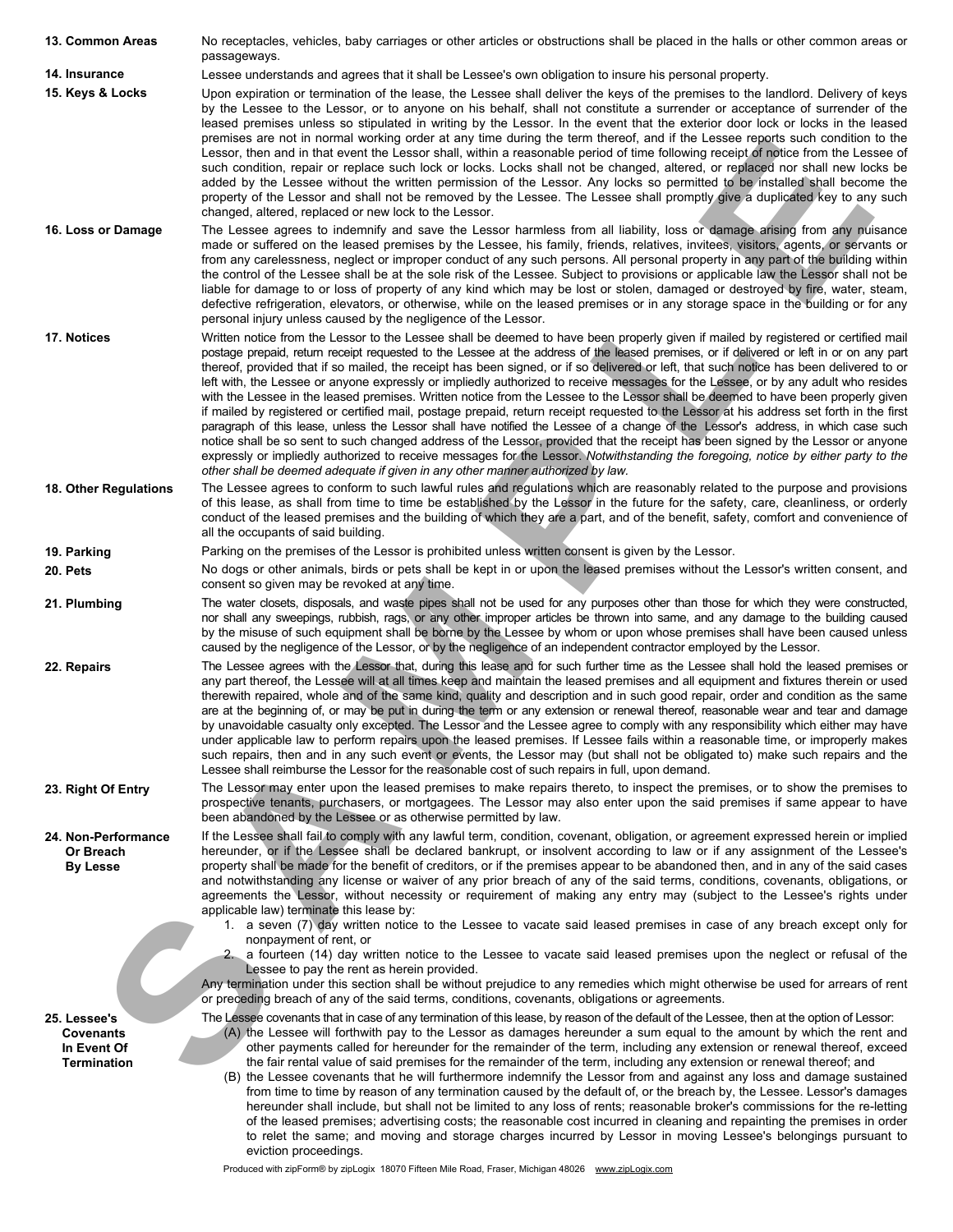**13. Common Areas** No receptacles, vehicles, baby carriages or other articles or obstructions shall be placed in the halls or other common areas or passageways.

**14. Insurance** Lessee understands and agrees that it shall be Lessee's own obligation to insure his personal property.

**15. Keys & Locks** Upon expiration or termination of the lease, the Lessee shall deliver the keys of the premises to the landlord. Delivery of keys by the Lessee to the Lessor, or to anyone on his behalf, shall not constitute a surrender or acceptance of surrender of the leased premises unless so stipulated in writing by the Lessor. In the event that the exterior door lock or locks in the leased premises are not in normal working order at any time during the term thereof, and if the Lessee reports such condition to the Lessor, then and in that event the Lessor shall, within a reasonable period of time following receipt of notice from the Lessee of such condition, repair or replace such lock or locks. Locks shall not be changed, altered, or replaced nor shall new locks be added by the Lessee without the written permission of the Lessor. Any locks so permitted to be installed shall become the property of the Lessor and shall not be removed by the Lessee. The Lessee shall promptly give a duplicated key to any such changed, altered, replaced or new lock to the Lessor.

**16. Loss or Damage** The Lessee agrees to indemnify and save the Lessor harmless from all liability, loss or damage arising from any nuisance made or suffered on the leased premises by the Lessee, his family, friends, relatives, invitees, visitors, agents, or servants or from any carelessness, neglect or improper conduct of any such persons. All personal property in any part of the building within the control of the Lessee shall be at the sole risk of the Lessee. Subject to provisions or applicable law the Lessor shall not be liable for damage to or loss of property of any kind which may be lost or stolen, damaged or destroyed by fire, water, steam, defective refrigeration, elevators, or otherwise, while on the leased premises or in any storage space in the building or for any personal injury unless caused by the negligence of the Lessor.

**17. Notices** Written notice from the Lessor to the Lessee shall be deemed to have been properly given if mailed by registered or certified mail postage prepaid, return receipt requested to the Lessee at the address of the leased premises, or if delivered or left in or on any part thereof, provided that if so mailed, the receipt has been signed, or if so delivered or left, that such notice has been delivered to or left with, the Lessee or anyone expressly or impliedly authorized to receive messages for the Lessee, or by any adult who resides with the Lessee in the leased premises. Written notice from the Lessee to the Lessor shall be deemed to have been properly given if mailed by registered or certified mail, postage prepaid, return receipt requested to the Lessor at his address set forth in the first paragraph of this lease, unless the Lessor shall have notified the Lessee of a change of the Lessor's address, in which case such notice shall be so sent to such changed address of the Lessor, provided that the receipt has been signed by the Lessor or anyone expressly or impliedly authorized to receive messages for the Lessor. *Notwithstanding the foregoing, notice by either party to the other shall be deemed adequate if given in any other manner authorized by law.*

**18. Other Regulations** The Lessee agrees to conform to such lawful rules and regulations which are reasonably related to the purpose and provisions of this lease, as shall from time to time be established by the Lessor in the future for the safety, care, cleanliness, or orderly conduct of the leased premises and the building of which they are a part, and of the benefit, safety, comfort and convenience of all the occupants of said building.

**19. Parking** Parking on the premises of the Lessor is prohibited unless written consent is given by the Lessor.

**20. Pets** No dogs or other animals, birds or pets shall be kept in or upon the leased premises without the Lessor's written consent, and consent so given may be revoked at any time.

**21. Plumbing** The water closets, disposals, and waste pipes shall not be used for any purposes other than those for which they were constructed, nor shall any sweepings, rubbish, rags, or any other improper articles be thrown into same, and any damage to the building caused by the misuse of such equipment shall be borne by the Lessee by whom or upon whose premises shall have been caused unless caused by the negligence of the Lessor, or by the negligence of an independent contractor employed by the Lessor.

**22. Repairs** The Lessee agrees with the Lessor that, during this lease and for such further time as the Lessee shall hold the leased premises or any part thereof, the Lessee will at all times keep and maintain the leased premises and all equipment and fixtures therein or used therewith repaired, whole and of the same kind, quality and description and in such good repair, order and condition as the same are at the beginning of, or may be put in during the term or any extension or renewal thereof, reasonable wear and tear and damage by unavoidable casualty only excepted. The Lessor and the Lessee agree to comply with any responsibility which either may have under applicable law to perform repairs upon the leased premises. If Lessee fails within a reasonable time, or improperly makes such repairs, then and in any such event or events, the Lessor may (but shall not be obligated to) make such repairs and the Lessee shall reimburse the Lessor for the reasonable cost of such repairs in full, upon demand.

**23. Right Of Entry** The Lessor may enter upon the leased premises to make repairs thereto, to inspect the premises, or to show the premises to prospective tenants, purchasers, or mortgagees. The Lessor may also enter upon the said premises if same appear to have been abandoned by the Lessee or as otherwise permitted by law.

**24. Non-Performance Or Breach By Lesse** If the Lessee shall fail to comply with any lawful term, condition, covenant, obligation, or agreement expressed herein or implied hereunder, or if the Lessee shall be declared bankrupt, or insolvent according to law or if any assignment of the Lessee's property shall be made for the benefit of creditors, or if the premises appear to be abandoned then, and in any of the said cases and notwithstanding any license or waiver of any prior breach of any of the said terms, conditions, covenants, obligations, or agreements the Lessor, without necessity or requirement of making any entry may (subject to the Lessee's rights under applicable law) terminate this lease by:

1. a seven (7) day written notice to the Lessee to vacate said leased premises in case of any breach except only for nonpayment of rent, or
2. a fourteen (14) day written notice to the Lessee to vacate said leased premises upon the neglect or refusal of the Lessee to pay the rent as herein provided.

Any termination under this section shall be without prejudice to any remedies which might otherwise be used for arrears of rent or preceding breach of any of the said terms, conditions, covenants, obligations or agreements.

**25. Lessee's Covenants In Event Of Termination** The Lessee covenants that in case of any termination of this lease, by reason of the default of the Lessee, then at the option of Lessor:

(A) the Lessee will forthwith pay to the Lessor as damages hereunder a sum equal to the amount by which the rent and other payments called for hereunder for the remainder of the term, including any extension or renewal thereof, exceed the fair rental value of said premises for the remainder of the term, including any extension or renewal thereof; and

(B) the Lessee covenants that he will furthermore indemnify the Lessor from and against any loss and damage sustained from time to time by reason of any termination caused by the default of, or the breach by, the Lessee. Lessor's damages hereunder shall include, but shall not be limited to any loss of rents; reasonable broker's commissions for the re-letting of the leased premises; advertising costs; the reasonable cost incurred in cleaning and repainting the premises in order to relet the same; and moving and storage charges incurred by Lessor in moving Lessee's belongings pursuant to eviction proceedings.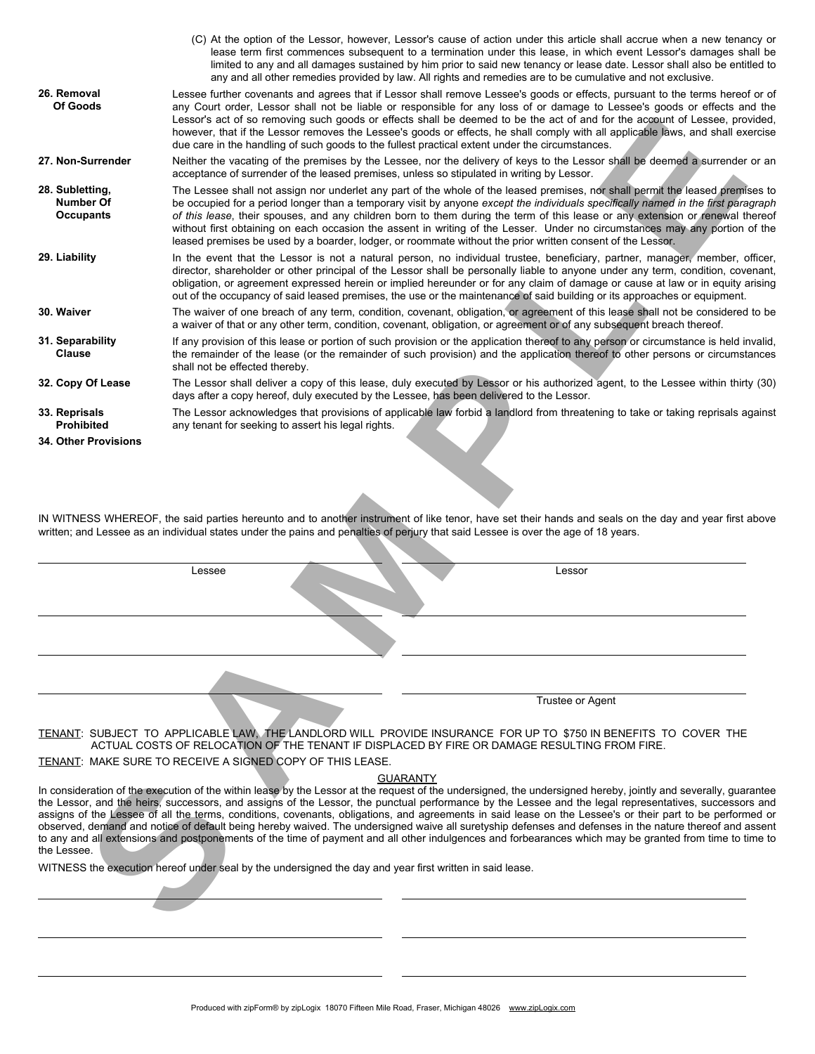(C) At the option of the Lessor, however, Lessor's cause of action under this article shall accrue when a new tenancy or lease term first commences subsequent to a termination under this lease, in which event Lessor's damages shall be limited to any and all damages sustained by him prior to said new tenancy or lease date. Lessor shall also be entitled to any and all other remedies provided by law. All rights and remedies are to be cumulative and not exclusive.

**26. Removal Of Goods** Lessee further covenants and agrees that if Lessor shall remove Lessee's goods or effects, pursuant to the terms hereof or of any Court order, Lessor shall not be liable or responsible for any loss of or damage to Lessee's goods or effects and the Lessor's act of so removing such goods or effects shall be deemed to be the act of and for the account of Lessee, provided, however, that if the Lessor removes the Lessee's goods or effects, he shall comply with all applicable laws, and shall exercise due care in the handling of such goods to the fullest practical extent under the circumstances.

**27. Non-Surrender** Neither the vacating of the premises by the Lessee, nor the delivery of keys to the Lessor shall be deemed a surrender or an acceptance of surrender of the leased premises, unless so stipulated in writing by Lessor.

**28. Subletting, Number Of Occupants** The Lessee shall not assign nor underlet any part of the whole of the leased premises, nor shall permit the leased premises to be occupied for a period longer than a temporary visit by anyone *except the individuals specifically named in the first paragraph of this lease*, their spouses, and any children born to them during the term of this lease or any extension or renewal thereof without first obtaining on each occasion the assent in writing of the Lesser. Under no circumstances may any portion of the leased premises be used by a boarder, lodger, or roommate without the prior written consent of the Lessor.

**29. Liability** In the event that the Lessor is not a natural person, no individual trustee, beneficiary, partner, manager, member, officer, director, shareholder or other principal of the Lessor shall be personally liable to anyone under any term, condition, covenant, obligation, or agreement expressed herein or implied hereunder or for any claim of damage or cause at law or in equity arising out of the occupancy of said leased premises, the use or the maintenance of said building or its approaches or equipment.

**30. Waiver** The waiver of one breach of any term, condition, covenant, obligation, or agreement of this lease shall not be considered to be a waiver of that or any other term, condition, covenant, obligation, or agreement or of any subsequent breach thereof.

**31. Separability Clause** If any provision of this lease or portion of such provision or the application thereof to any person or circumstance is held invalid, the remainder of the lease (or the remainder of such provision) and the application thereof to other persons or circumstances shall not be effected thereby.

**32. Copy Of Lease** The Lessor shall deliver a copy of this lease, duly executed by Lessor or his authorized agent, to the Lessee within thirty (30) days after a copy hereof, duly executed by the Lessee, has been delivered to the Lessor.

**33. Reprisals Prohibited** The Lessor acknowledges that provisions of applicable law forbid a landlord from threatening to take or taking reprisals against any tenant for seeking to assert his legal rights.

**34. Other Provisions**

IN WITNESS WHEREOF, the said parties hereunto and to another instrument of like tenor, have set their hands and seals on the day and year first above written; and Lessee as an individual states under the pains and penalties of perjury that said Lessee is over the age of 18 years.

| | |
|---|---|
| Lessee | Lessor |
| | |
| | |
| | Trustee or Agent |

TENANT: SUBJECT TO APPLICABLE LAW, THE LANDLORD WILL PROVIDE INSURANCE FOR UP TO $750 IN BENEFITS TO COVER THE ACTUAL COSTS OF RELOCATION OF THE TENANT IF DISPLACED BY FIRE OR DAMAGE RESULTING FROM FIRE.

TENANT: MAKE SURE TO RECEIVE A SIGNED COPY OF THIS LEASE.

## GUARANTY

In consideration of the execution of the within lease by the Lessor at the request of the undersigned, the undersigned hereby, jointly and severally, guarantee the Lessor, and the heirs, successors, and assigns of the Lessor, the punctual performance by the Lessee and the legal representatives, successors and assigns of the Lessee of all the terms, conditions, covenants, obligations, and agreements in said lease on the Lessee's or their part to be performed or observed, demand and notice of default being hereby waived. The undersigned waive all suretyship defenses and defenses in the nature thereof and assent to any and all extensions and postponements of the time of payment and all other indulgences and forbearances which may be granted from time to time to the Lessee.

WITNESS the execution hereof under seal by the undersigned the day and year first written in said lease.

Produced with zipForm® by zipLogix 18070 Fifteen Mile Road, Fraser, Michigan 48026 www.zipLogix.com